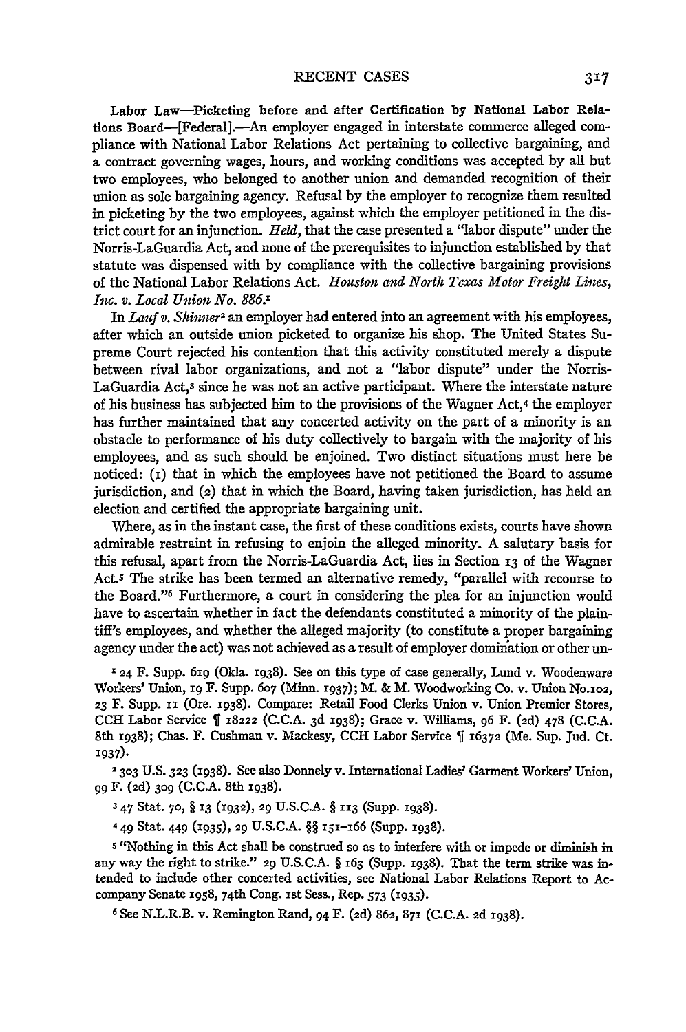**Labor Law—Picketing before and after Certification by National Labor Relations Board—[Federal].**—An employer engaged in interstate commerce alleged compliance with National Labor Relations Act pertaining to collective bargaining, and a contract governing wages, hours, and working conditions was accepted by all but two employees, who belonged to another union and demanded recognition of their union as sole bargaining agency. Refusal by the employer to recognize them resulted in picketing by the two employees, against which the employer petitioned in the district court for an injunction. *Held*, that the case presented a "labor dispute" under the Norris-LaGuardia Act, and none of the prerequisites to injunction established by that statute was dispensed with by compliance with the collective bargaining provisions of the National Labor Relations Act. *Houston and North Texas Motor Freight Lines, Inc. v. Local Union No. 886.*[1]

In *Lauf v. Shinner*[2] an employer had entered into an agreement with his employees, after which an outside union picketed to organize his shop. The United States Supreme Court rejected his contention that this activity constituted merely a dispute between rival labor organizations, and not a "labor dispute" under the Norris-LaGuardia Act,[3] since he was not an active participant. Where the interstate nature of his business has subjected him to the provisions of the Wagner Act,[4] the employer has further maintained that any concerted activity on the part of a minority is an obstacle to performance of his duty collectively to bargain with the majority of his employees, and as such should be enjoined. Two distinct situations must here be noticed: (1) that in which the employees have not petitioned the Board to assume jurisdiction, and (2) that in which the Board, having taken jurisdiction, has held an election and certified the appropriate bargaining unit.

Where, as in the instant case, the first of these conditions exists, courts have shown admirable restraint in refusing to enjoin the alleged minority. A salutary basis for this refusal, apart from the Norris-LaGuardia Act, lies in Section 13 of the Wagner Act.[5] The strike has been termed an alternative remedy, "parallel with recourse to the Board."[6] Furthermore, a court in considering the plea for an injunction would have to ascertain whether in fact the defendants constituted a minority of the plaintiff's employees, and whether the alleged majority (to constitute a proper bargaining agency under the act) was not achieved as a result of employer domination or other un-

---

[1] 24 F. Supp. 619 (Okla. 1938). See on this type of case generally, Lund v. Woodenware Workers' Union, 19 F. Supp. 607 (Minn. 1937); M. & M. Woodworking Co. v. Union No.102, 23 F. Supp. 11 (Ore. 1938). Compare: Retail Food Clerks Union v. Union Premier Stores, CCH Labor Service ¶ 18222 (C.C.A. 3d 1938); Grace v. Williams, 96 F. (2d) 478 (C.C.A. 8th 1938); Chas. F. Cushman v. Mackesy, CCH Labor Service ¶ 16372 (Me. Sup. Jud. Ct. 1937).

[2] 303 U.S. 323 (1938). See also Donnely v. International Ladies' Garment Workers' Union, 99 F. (2d) 309 (C.C.A. 8th 1938).

[3] 47 Stat. 70, § 13 (1932), 29 U.S.C.A. § 113 (Supp. 1938).

[4] 49 Stat. 449 (1935), 29 U.S.C.A. §§ 151–166 (Supp. 1938).

[5] "Nothing in this Act shall be construed so as to interfere with or impede or diminish in any way the right to strike." 29 U.S.C.A. § 163 (Supp. 1938). That the term strike was intended to include other concerted activities, see National Labor Relations Report to Accompany Senate 1958, 74th Cong. 1st Sess., Rep. 573 (1935).

[6] See N.L.R.B. v. Remington Rand, 94 F. (2d) 862, 871 (C.C.A. 2d 1938).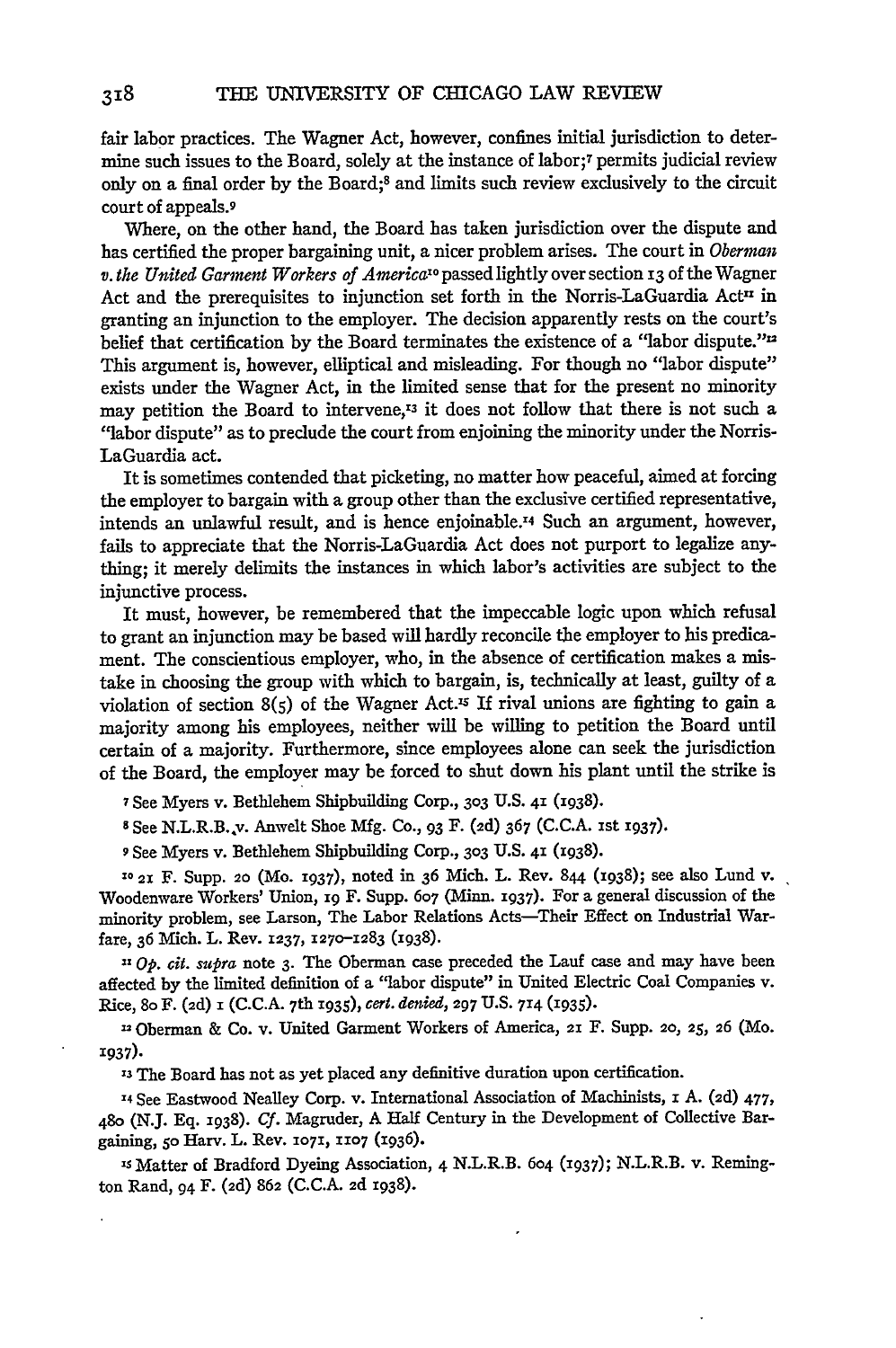fair labor practices. The Wagner Act, however, confines initial jurisdiction to determine such issues to the Board, solely at the instance of labor;[7] permits judicial review only on a final order by the Board;[8] and limits such review exclusively to the circuit court of appeals.[9]

Where, on the other hand, the Board has taken jurisdiction over the dispute and has certified the proper bargaining unit, a nicer problem arises. The court in *Oberman v. the United Garment Workers of America*[10] passed lightly over section 13 of the Wagner Act and the prerequisites to injunction set forth in the Norris-LaGuardia Act[11] in granting an injunction to the employer. The decision apparently rests on the court's belief that certification by the Board terminates the existence of a "labor dispute."[12] This argument is, however, elliptical and misleading. For though no "labor dispute" exists under the Wagner Act, in the limited sense that for the present no minority may petition the Board to intervene,[13] it does not follow that there is not such a "labor dispute" as to preclude the court from enjoining the minority under the Norris-LaGuardia act.

It is sometimes contended that picketing, no matter how peaceful, aimed at forcing the employer to bargain with a group other than the exclusive certified representative, intends an unlawful result, and is hence enjoinable.[14] Such an argument, however, fails to appreciate that the Norris-LaGuardia Act does not purport to legalize anything; it merely delimits the instances in which labor's activities are subject to the injunctive process.

It must, however, be remembered that the impeccable logic upon which refusal to grant an injunction may be based will hardly reconcile the employer to his predicament. The conscientious employer, who, in the absence of certification makes a mistake in choosing the group with which to bargain, is, technically at least, guilty of a violation of section 8(5) of the Wagner Act.[15] If rival unions are fighting to gain a majority among his employees, neither will be willing to petition the Board until certain of a majority. Furthermore, since employees alone can seek the jurisdiction of the Board, the employer may be forced to shut down his plant until the strike is

[7] See Myers v. Bethlehem Shipbuilding Corp., 303 U.S. 41 (1938).

[8] See N.L.R.B. v. Anwelt Shoe Mfg. Co., 93 F. (2d) 367 (C.C.A. 1st 1937).

[9] See Myers v. Bethlehem Shipbuilding Corp., 303 U.S. 41 (1938).

[10] 21 F. Supp. 20 (Mo. 1937), noted in 36 Mich. L. Rev. 844 (1938); see also Lund v. Woodenware Workers' Union, 19 F. Supp. 607 (Minn. 1937). For a general discussion of the minority problem, see Larson, The Labor Relations Acts—Their Effect on Industrial Warfare, 36 Mich. L. Rev. 1237, 1270–1283 (1938).

[11] *Op. cit. supra* note 3. The Oberman case preceded the Lauf case and may have been affected by the limited definition of a "labor dispute" in United Electric Coal Companies v. Rice, 80 F. (2d) 1 (C.C.A. 7th 1935), *cert. denied*, 297 U.S. 714 (1935).

[12] Oberman & Co. v. United Garment Workers of America, 21 F. Supp. 20, 25, 26 (Mo. 1937).

[13] The Board has not as yet placed any definitive duration upon certification.

[14] See Eastwood Nealley Corp. v. International Association of Machinists, 1 A. (2d) 477, 480 (N.J. Eq. 1938). *Cf.* Magruder, A Half Century in the Development of Collective Bargaining, 50 Harv. L. Rev. 1071, 1107 (1936).

[15] Matter of Bradford Dyeing Association, 4 N.L.R.B. 604 (1937); N.L.R.B. v. Remington Rand, 94 F. (2d) 862 (C.C.A. 2d 1938).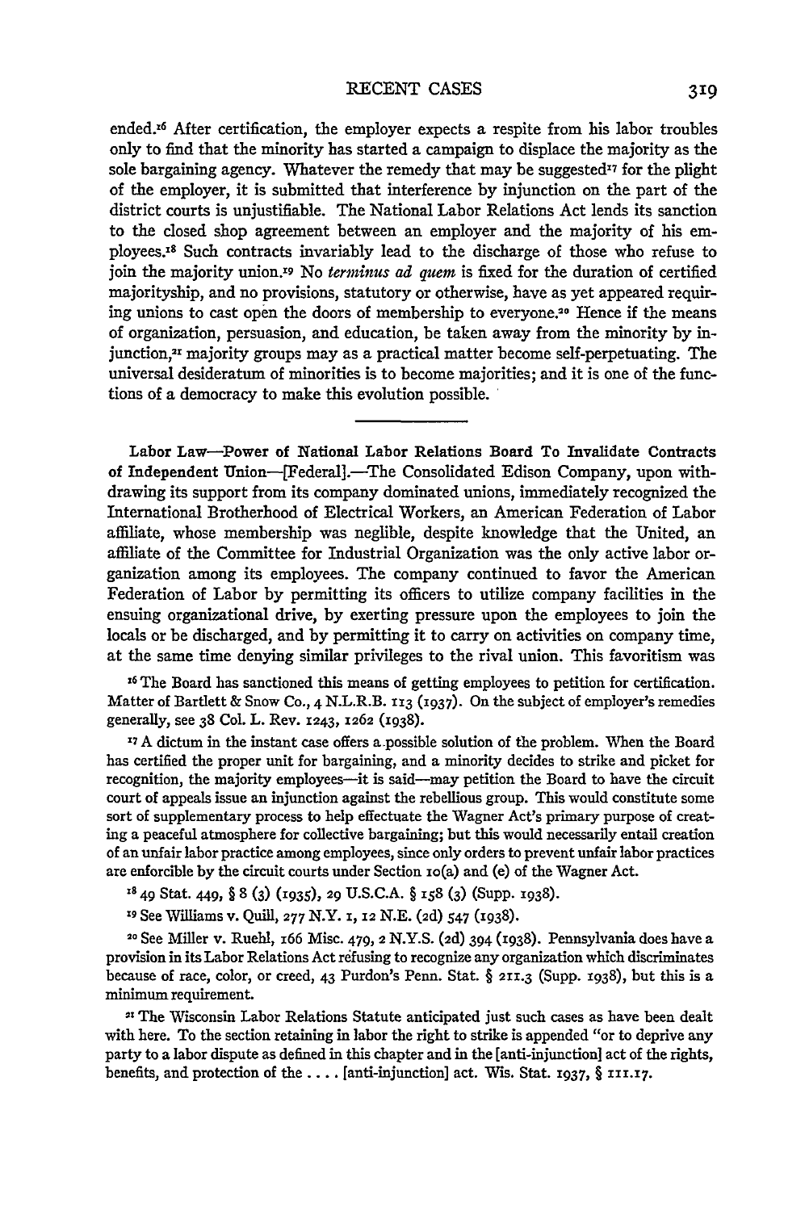ended.[16] After certification, the employer expects a respite from his labor troubles only to find that the minority has started a campaign to displace the majority as the sole bargaining agency. Whatever the remedy that may be suggested[17] for the plight of the employer, it is submitted that interference by injunction on the part of the district courts is unjustifiable. The National Labor Relations Act lends its sanction to the closed shop agreement between an employer and the majority of his employees.[18] Such contracts invariably lead to the discharge of those who refuse to join the majority union.[19] No *terminus ad quem* is fixed for the duration of certified majorityship, and no provisions, statutory or otherwise, have as yet appeared requiring unions to cast open the doors of membership to everyone.[20] Hence if the means of organization, persuasion, and education, be taken away from the minority by injunction,[21] majority groups may as a practical matter become self-perpetuating. The universal desideratum of minorities is to become majorities; and it is one of the functions of a democracy to make this evolution possible.

---

**Labor Law—Power of National Labor Relations Board To Invalidate Contracts of Independent Union—[Federal].**—The Consolidated Edison Company, upon withdrawing its support from its company dominated unions, immediately recognized the International Brotherhood of Electrical Workers, an American Federation of Labor affiliate, whose membership was neglible, despite knowledge that the United, an affiliate of the Committee for Industrial Organization was the only active labor organization among its employees. The company continued to favor the American Federation of Labor by permitting its officers to utilize company facilities in the ensuing organizational drive, by exerting pressure upon the employees to join the locals or be discharged, and by permitting it to carry on activities on company time, at the same time denying similar privileges to the rival union. This favoritism was

[16] The Board has sanctioned this means of getting employees to petition for certification. Matter of Bartlett & Snow Co., 4 N.L.R.B. 113 (1937). On the subject of employer's remedies generally, see 38 Col. L. Rev. 1243, 1262 (1938).

[17] A dictum in the instant case offers a possible solution of the problem. When the Board has certified the proper unit for bargaining, and a minority decides to strike and picket for recognition, the majority employees—it is said—may petition the Board to have the circuit court of appeals issue an injunction against the rebellious group. This would constitute some sort of supplementary process to help effectuate the Wagner Act's primary purpose of creating a peaceful atmosphere for collective bargaining; but this would necessarily entail creation of an unfair labor practice among employees, since only orders to prevent unfair labor practices are enforcible by the circuit courts under Section 10(a) and (e) of the Wagner Act.

[18] 49 Stat. 449, § 8 (3) (1935), 29 U.S.C.A. § 158 (3) (Supp. 1938).

[19] See Williams v. Quill, 277 N.Y. 1, 12 N.E. (2d) 547 (1938).

[20] See Miller v. Ruehl, 166 Misc. 479, 2 N.Y.S. (2d) 394 (1938). Pennsylvania does have a provision in its Labor Relations Act refusing to recognize any organization which discriminates because of race, color, or creed, 43 Purdon's Penn. Stat. § 211.3 (Supp. 1938), but this is a minimum requirement.

[21] The Wisconsin Labor Relations Statute anticipated just such cases as have been dealt with here. To the section retaining in labor the right to strike is appended "or to deprive any party to a labor dispute as defined in this chapter and in the [anti-injunction] act of the rights, benefits, and protection of the .... [anti-injunction] act. Wis. Stat. 1937, § 111.17.